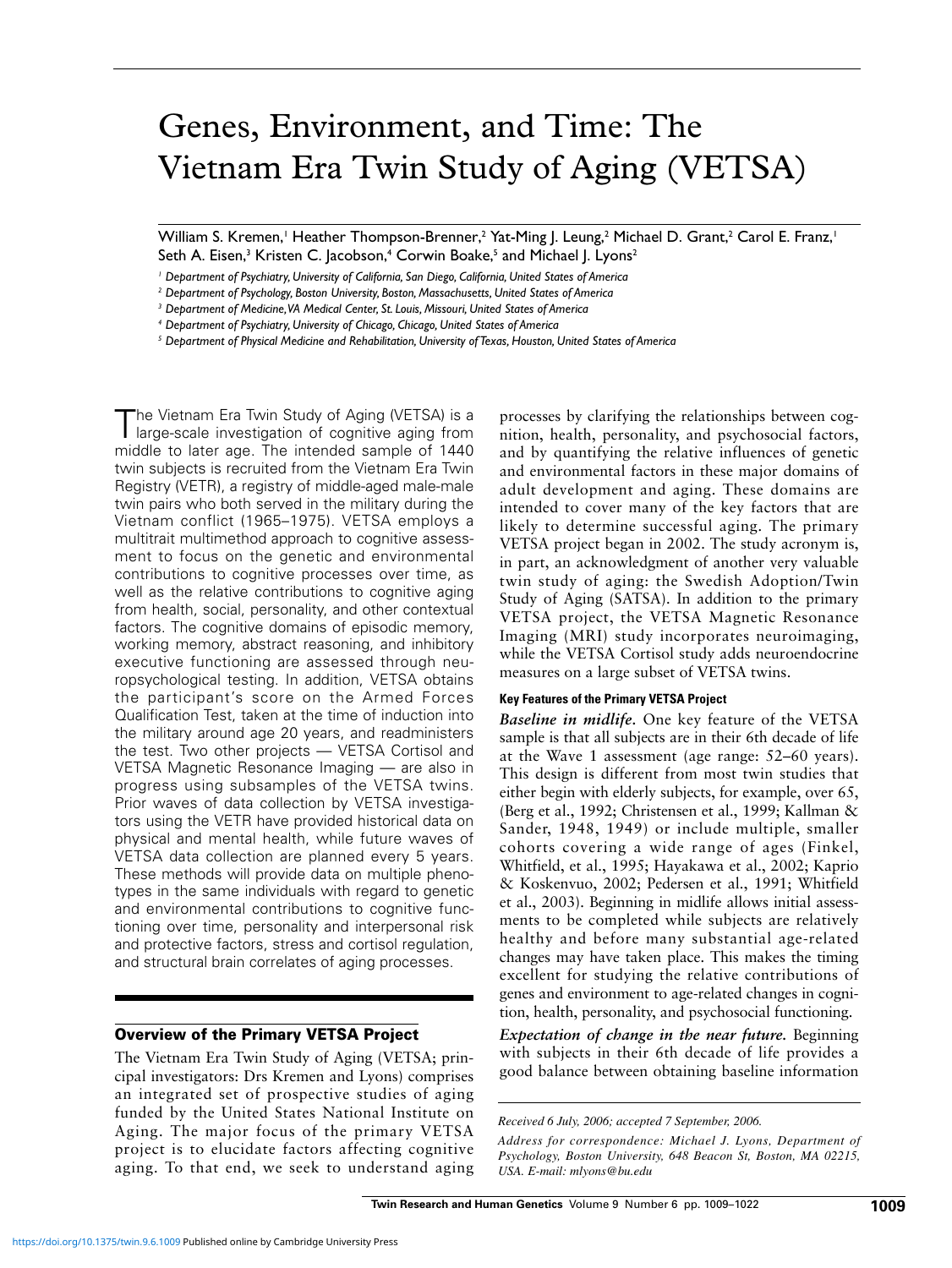# Genes, Environment, and Time: The Vietnam Era Twin Study of Aging (VETSA)

William S. Kremen,[1] Heather Thompson-Brenner,[2] Yat-Ming J. Leung,[2] Michael D. Grant,[2] Carol E. Franz,[1] Seth A. Eisen,[3] Kristen C. Jacobson,[4] Corwin Boake,[5] and Michael J. Lyons[2]

[1] *Department of Psychiatry, University of California, San Diego, California, United States of America*
[2] *Department of Psychology, Boston University, Boston, Massachusetts, United States of America*
[3] *Department of Medicine, VA Medical Center, St. Louis, Missouri, United States of America*
[4] *Department of Psychiatry, University of Chicago, Chicago, United States of America*
[5] *Department of Physical Medicine and Rehabilitation, University of Texas, Houston, United States of America*

The Vietnam Era Twin Study of Aging (VETSA) is a large-scale investigation of cognitive aging from middle to later age. The intended sample of 1440 twin subjects is recruited from the Vietnam Era Twin Registry (VETR), a registry of middle-aged male-male twin pairs who both served in the military during the Vietnam conflict (1965–1975). VETSA employs a multitrait multimethod approach to cognitive assessment to focus on the genetic and environmental contributions to cognitive processes over time, as well as the relative contributions to cognitive aging from health, social, personality, and other contextual factors. The cognitive domains of episodic memory, working memory, abstract reasoning, and inhibitory executive functioning are assessed through neuropsychological testing. In addition, VETSA obtains the participant's score on the Armed Forces Qualification Test, taken at the time of induction into the military around age 20 years, and readministers the test. Two other projects — VETSA Cortisol and VETSA Magnetic Resonance Imaging — are also in progress using subsamples of the VETSA twins. Prior waves of data collection by VETSA investigators using the VETR have provided historical data on physical and mental health, while future waves of VETSA data collection are planned every 5 years. These methods will provide data on multiple phenotypes in the same individuals with regard to genetic and environmental contributions to cognitive functioning over time, personality and interpersonal risk and protective factors, stress and cortisol regulation, and structural brain correlates of aging processes.

## Overview of the Primary VETSA Project

The Vietnam Era Twin Study of Aging (VETSA; principal investigators: Drs Kremen and Lyons) comprises an integrated set of prospective studies of aging funded by the United States National Institute on Aging. The major focus of the primary VETSA project is to elucidate factors affecting cognitive aging. To that end, we seek to understand aging processes by clarifying the relationships between cognition, health, personality, and psychosocial factors, and by quantifying the relative influences of genetic and environmental factors in these major domains of adult development and aging. These domains are intended to cover many of the key factors that are likely to determine successful aging. The primary VETSA project began in 2002. The study acronym is, in part, an acknowledgment of another very valuable twin study of aging: the Swedish Adoption/Twin Study of Aging (SATSA). In addition to the primary VETSA project, the VETSA Magnetic Resonance Imaging (MRI) study incorporates neuroimaging, while the VETSA Cortisol study adds neuroendocrine measures on a large subset of VETSA twins.

### Key Features of the Primary VETSA Project

***Baseline in midlife.*** One key feature of the VETSA sample is that all subjects are in their 6th decade of life at the Wave 1 assessment (age range: 52–60 years). This design is different from most twin studies that either begin with elderly subjects, for example, over 65, (Berg et al., 1992; Christensen et al., 1999; Kallman & Sander, 1948, 1949) or include multiple, smaller cohorts covering a wide range of ages (Finkel, Whitfield, et al., 1995; Hayakawa et al., 2002; Kaprio & Koskenvuo, 2002; Pedersen et al., 1991; Whitfield et al., 2003). Beginning in midlife allows initial assessments to be completed while subjects are relatively healthy and before many substantial age-related changes may have taken place. This makes the timing excellent for studying the relative contributions of genes and environment to age-related changes in cognition, health, personality, and psychosocial functioning.

***Expectation of change in the near future.*** Beginning with subjects in their 6th decade of life provides a good balance between obtaining baseline information

*Received 6 July, 2006; accepted 7 September, 2006.*

*Address for correspondence: Michael J. Lyons, Department of Psychology, Boston University, 648 Beacon St, Boston, MA 02215, USA. E-mail: mlyons@bu.edu*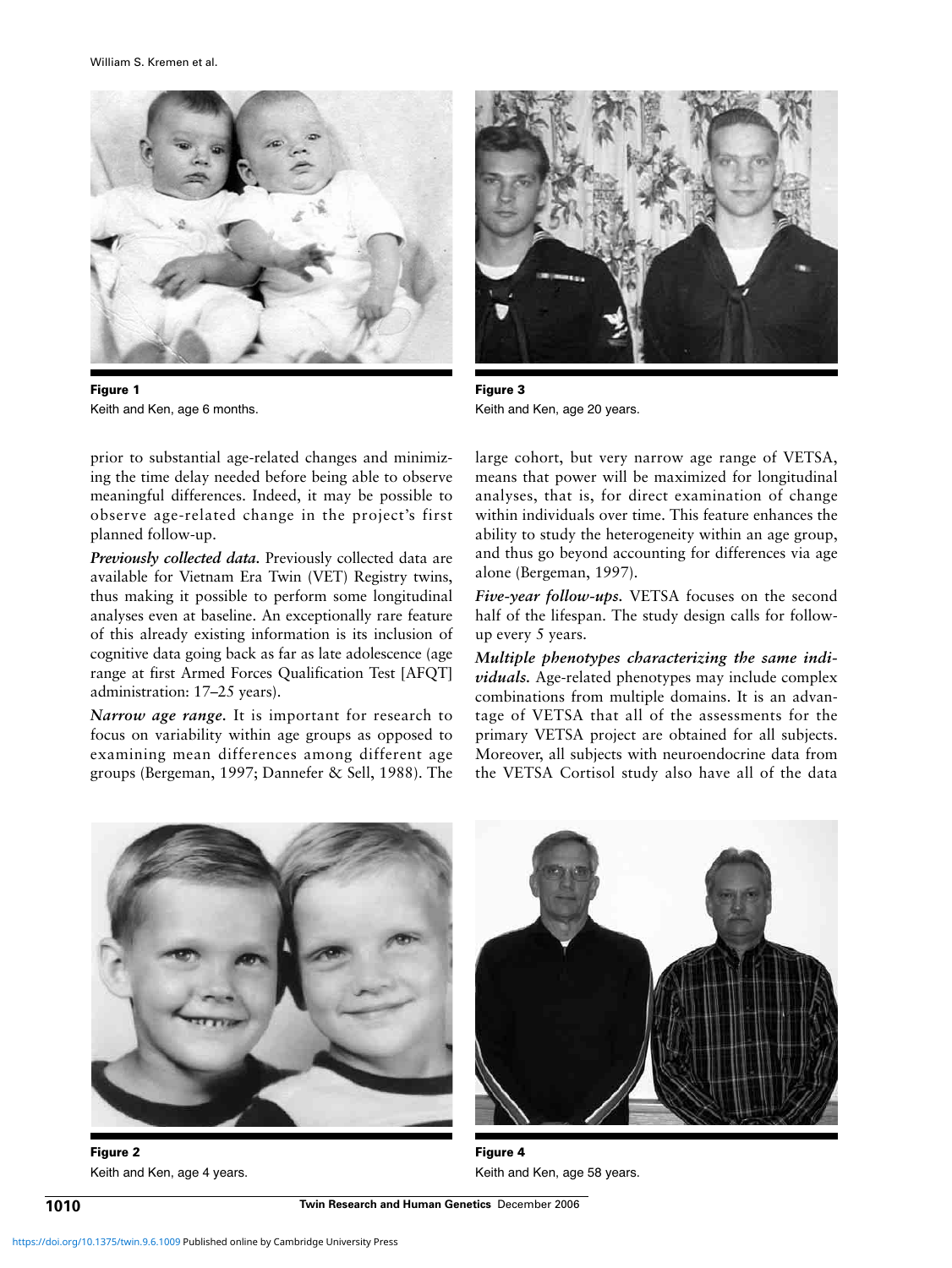Figure 1
Keith and Ken, age 6 months.

Figure 3
Keith and Ken, age 20 years.

prior to substantial age-related changes and minimizing the time delay needed before being able to observe meaningful differences. Indeed, it may be possible to observe age-related change in the project's first planned follow-up.

***Previously collected data.*** Previously collected data are available for Vietnam Era Twin (VET) Registry twins, thus making it possible to perform some longitudinal analyses even at baseline. An exceptionally rare feature of this already existing information is its inclusion of cognitive data going back as far as late adolescence (age range at first Armed Forces Qualification Test [AFQT] administration: 17–25 years).

***Narrow age range.*** It is important for research to focus on variability within age groups as opposed to examining mean differences among different age groups (Bergeman, 1997; Dannefer & Sell, 1988). The large cohort, but very narrow age range of VETSA, means that power will be maximized for longitudinal analyses, that is, for direct examination of change within individuals over time. This feature enhances the ability to study the heterogeneity within an age group, and thus go beyond accounting for differences via age alone (Bergeman, 1997).

***Five-year follow-ups.*** VETSA focuses on the second half of the lifespan. The study design calls for follow-up every 5 years.

***Multiple phenotypes characterizing the same individuals.*** Age-related phenotypes may include complex combinations from multiple domains. It is an advantage of VETSA that all of the assessments for the primary VETSA project are obtained for all subjects. Moreover, all subjects with neuroendocrine data from the VETSA Cortisol study also have all of the data

Figure 2
Keith and Ken, age 4 years.

Figure 4
Keith and Ken, age 58 years.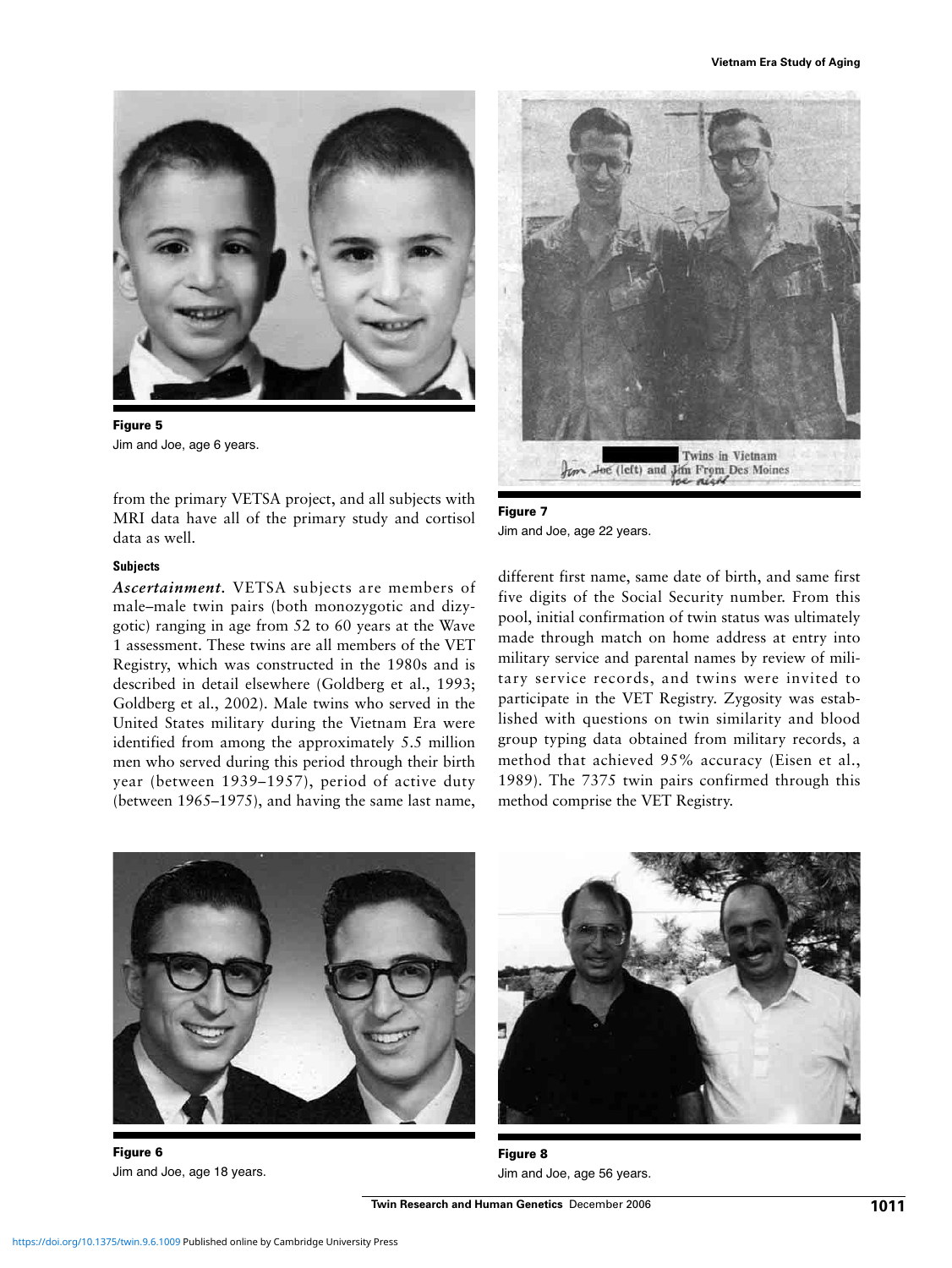Figure 5
Jim and Joe, age 6 years.

Figure 7
Jim and Joe, age 22 years.

from the primary VETSA project, and all subjects with MRI data have all of the primary study and cortisol data as well.

### Subjects

***Ascertainment.*** VETSA subjects are members of male–male twin pairs (both monozygotic and dizygotic) ranging in age from 52 to 60 years at the Wave 1 assessment. These twins are all members of the VET Registry, which was constructed in the 1980s and is described in detail elsewhere (Goldberg et al., 1993; Goldberg et al., 2002). Male twins who served in the United States military during the Vietnam Era were identified from among the approximately 5.5 million men who served during this period through their birth year (between 1939–1957), period of active duty (between 1965–1975), and having the same last name, different first name, same date of birth, and same first five digits of the Social Security number. From this pool, initial confirmation of twin status was ultimately made through match on home address at entry into military service and parental names by review of military service records, and twins were invited to participate in the VET Registry. Zygosity was established with questions on twin similarity and blood group typing data obtained from military records, a method that achieved 95% accuracy (Eisen et al., 1989). The 7375 twin pairs confirmed through this method comprise the VET Registry.

Figure 6
Jim and Joe, age 18 years.

Figure 8
Jim and Joe, age 56 years.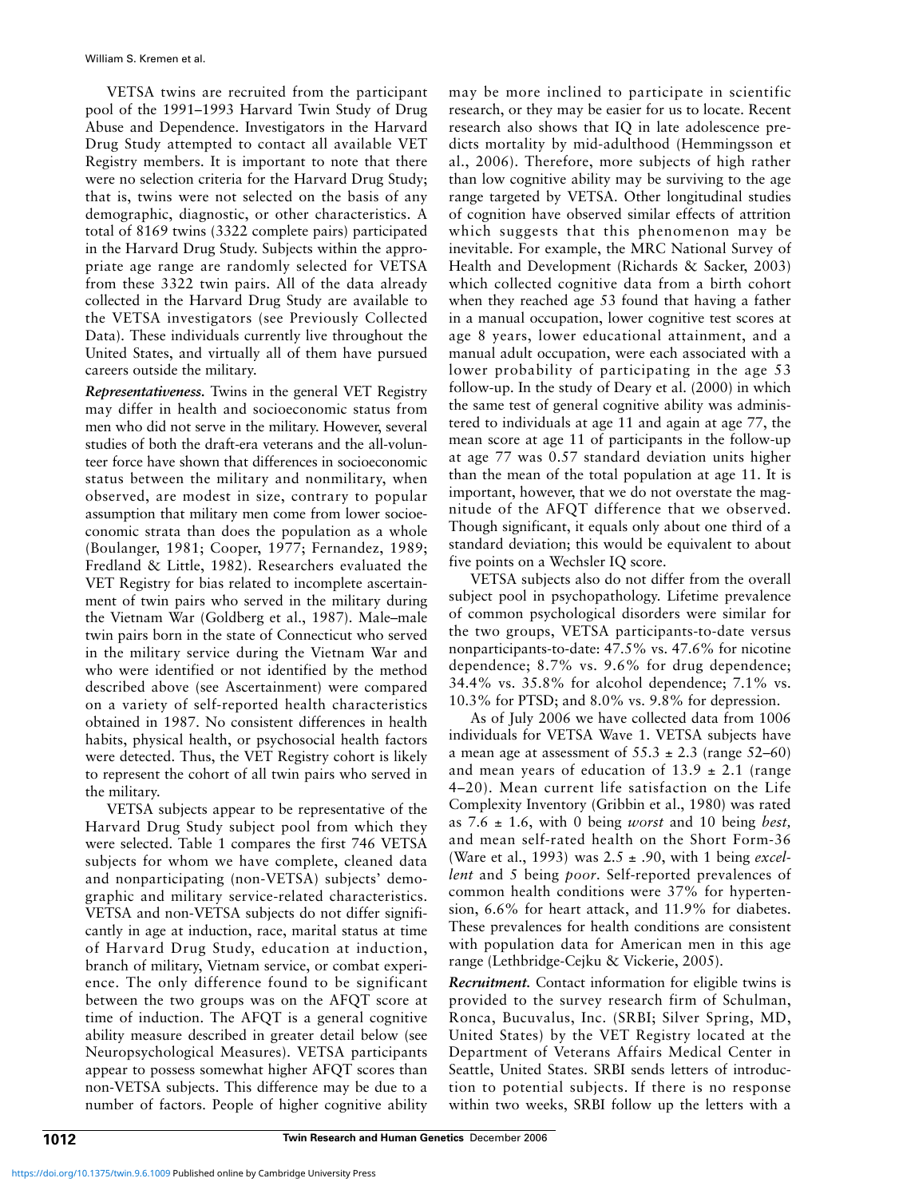VETSA twins are recruited from the participant pool of the 1991–1993 Harvard Twin Study of Drug Abuse and Dependence. Investigators in the Harvard Drug Study attempted to contact all available VET Registry members. It is important to note that there were no selection criteria for the Harvard Drug Study; that is, twins were not selected on the basis of any demographic, diagnostic, or other characteristics. A total of 8169 twins (3322 complete pairs) participated in the Harvard Drug Study. Subjects within the appropriate age range are randomly selected for VETSA from these 3322 twin pairs. All of the data already collected in the Harvard Drug Study are available to the VETSA investigators (see Previously Collected Data). These individuals currently live throughout the United States, and virtually all of them have pursued careers outside the military.

***Representativeness.*** Twins in the general VET Registry may differ in health and socioeconomic status from men who did not serve in the military. However, several studies of both the draft-era veterans and the all-volunteer force have shown that differences in socioeconomic status between the military and nonmilitary, when observed, are modest in size, contrary to popular assumption that military men come from lower socioeconomic strata than does the population as a whole (Boulanger, 1981; Cooper, 1977; Fernandez, 1989; Fredland & Little, 1982). Researchers evaluated the VET Registry for bias related to incomplete ascertainment of twin pairs who served in the military during the Vietnam War (Goldberg et al., 1987). Male–male twin pairs born in the state of Connecticut who served in the military service during the Vietnam War and who were identified or not identified by the method described above (see Ascertainment) were compared on a variety of self-reported health characteristics obtained in 1987. No consistent differences in health habits, physical health, or psychosocial health factors were detected. Thus, the VET Registry cohort is likely to represent the cohort of all twin pairs who served in the military.

VETSA subjects appear to be representative of the Harvard Drug Study subject pool from which they were selected. Table 1 compares the first 746 VETSA subjects for whom we have complete, cleaned data and nonparticipating (non-VETSA) subjects' demographic and military service-related characteristics. VETSA and non-VETSA subjects do not differ significantly in age at induction, race, marital status at time of Harvard Drug Study, education at induction, branch of military, Vietnam service, or combat experience. The only difference found to be significant between the two groups was on the AFQT score at time of induction. The AFQT is a general cognitive ability measure described in greater detail below (see Neuropsychological Measures). VETSA participants appear to possess somewhat higher AFQT scores than non-VETSA subjects. This difference may be due to a number of factors. People of higher cognitive ability may be more inclined to participate in scientific research, or they may be easier for us to locate. Recent research also shows that IQ in late adolescence predicts mortality by mid-adulthood (Hemmingsson et al., 2006). Therefore, more subjects of high rather than low cognitive ability may be surviving to the age range targeted by VETSA. Other longitudinal studies of cognition have observed similar effects of attrition which suggests that this phenomenon may be inevitable. For example, the MRC National Survey of Health and Development (Richards & Sacker, 2003) which collected cognitive data from a birth cohort when they reached age 53 found that having a father in a manual occupation, lower cognitive test scores at age 8 years, lower educational attainment, and a manual adult occupation, were each associated with a lower probability of participating in the age 53 follow-up. In the study of Deary et al. (2000) in which the same test of general cognitive ability was administered to individuals at age 11 and again at age 77, the mean score at age 11 of participants in the follow-up at age 77 was 0.57 standard deviation units higher than the mean of the total population at age 11. It is important, however, that we do not overstate the magnitude of the AFQT difference that we observed. Though significant, it equals only about one third of a standard deviation; this would be equivalent to about five points on a Wechsler IQ score.

VETSA subjects also do not differ from the overall subject pool in psychopathology. Lifetime prevalence of common psychological disorders were similar for the two groups, VETSA participants-to-date versus nonparticipants-to-date: 47.5% vs. 47.6% for nicotine dependence; 8.7% vs. 9.6% for drug dependence; 34.4% vs. 35.8% for alcohol dependence; 7.1% vs. 10.3% for PTSD; and 8.0% vs. 9.8% for depression.

As of July 2006 we have collected data from 1006 individuals for VETSA Wave 1. VETSA subjects have a mean age at assessment of $55.3 \pm 2.3$ (range 52–60) and mean years of education of $13.9 \pm 2.1$ (range 4–20). Mean current life satisfaction on the Life Complexity Inventory (Gribbin et al., 1980) was rated as $7.6 \pm 1.6$, with 0 being *worst* and 10 being *best,* and mean self-rated health on the Short Form-36 (Ware et al., 1993) was $2.5 \pm .90$, with 1 being *excellent* and 5 being *poor*. Self-reported prevalences of common health conditions were 37% for hypertension, 6.6% for heart attack, and 11.9% for diabetes. These prevalences for health conditions are consistent with population data for American men in this age range (Lethbridge-Cejku & Vickerie, 2005).

***Recruitment.*** Contact information for eligible twins is provided to the survey research firm of Schulman, Ronca, Bucuvalus, Inc. (SRBI; Silver Spring, MD, United States) by the VET Registry located at the Department of Veterans Affairs Medical Center in Seattle, United States. SRBI sends letters of introduction to potential subjects. If there is no response within two weeks, SRBI follow up the letters with a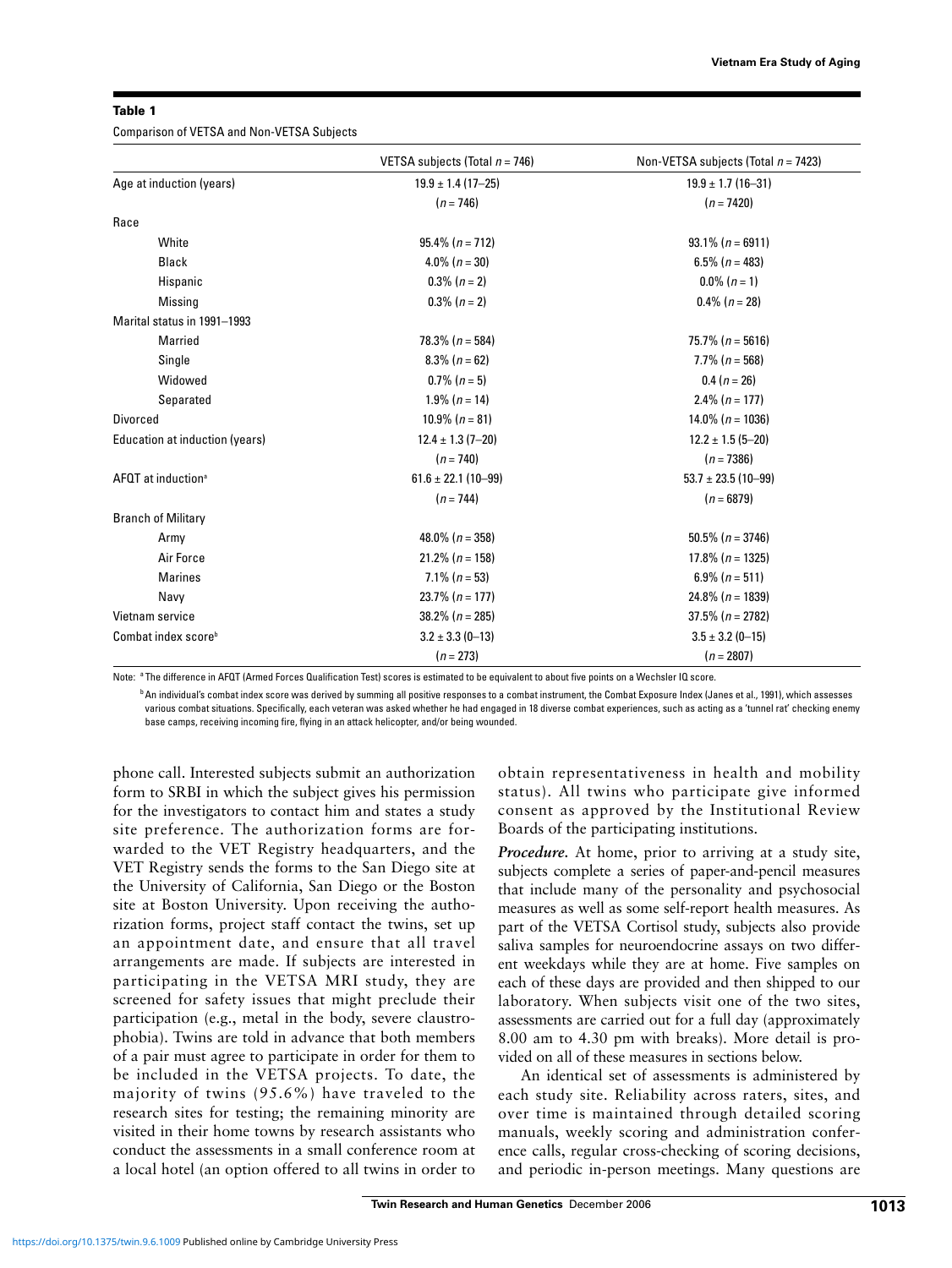**Table 1**

Comparison of VETSA and Non-VETSA Subjects

| | VETSA subjects (Total $n = 746$) | Non-VETSA subjects (Total $n = 7423$) |
|---|---|---|
| Age at induction (years) | 19.9 ± 1.4 (17–25) | 19.9 ± 1.7 (16–31) |
| | ($n = 746$) | ($n = 7420$) |
| Race | | |
| White | 95.4% ($n = 712$) | 93.1% ($n = 6911$) |
| Black | 4.0% ($n = 30$) | 6.5% ($n = 483$) |
| Hispanic | 0.3% ($n = 2$) | 0.0% ($n = 1$) |
| Missing | 0.3% ($n = 2$) | 0.4% ($n = 28$) |
| Marital status in 1991–1993 | | |
| Married | 78.3% ($n = 584$) | 75.7% ($n = 5616$) |
| Single | 8.3% ($n = 62$) | 7.7% ($n = 568$) |
| Widowed | 0.7% ($n = 5$) | 0.4 ($n = 26$) |
| Separated | 1.9% ($n = 14$) | 2.4% ($n = 177$) |
| Divorced | 10.9% ($n = 81$) | 14.0% ($n = 1036$) |
| Education at induction (years) | 12.4 ± 1.3 (7–20) | 12.2 ± 1.5 (5–20) |
| | ($n = 740$) | ($n = 7386$) |
| AFQT at induction[a] | 61.6 ± 22.1 (10–99) | 53.7 ± 23.5 (10–99) |
| | ($n = 744$) | ($n = 6879$) |
| Branch of Military | | |
| Army | 48.0% ($n = 358$) | 50.5% ($n = 3746$) |
| Air Force | 21.2% ($n = 158$) | 17.8% ($n = 1325$) |
| Marines | 7.1% ($n = 53$) | 6.9% ($n = 511$) |
| Navy | 23.7% ($n = 177$) | 24.8% ($n = 1839$) |
| Vietnam service | 38.2% ($n = 285$) | 37.5% ($n = 2782$) |
| Combat index score[b] | 3.2 ± 3.3 (0–13) | 3.5 ± 3.2 (0–15) |
| | ($n = 273$) | ($n = 2807$) |

Note: [a] The difference in AFQT (Armed Forces Qualification Test) scores is estimated to be equivalent to about five points on a Wechsler IQ score.

[b] An individual's combat index score was derived by summing all positive responses to a combat instrument, the Combat Exposure Index (Janes et al., 1991), which assesses various combat situations. Specifically, each veteran was asked whether he had engaged in 18 diverse combat experiences, such as acting as a 'tunnel rat' checking enemy base camps, receiving incoming fire, flying in an attack helicopter, and/or being wounded.

phone call. Interested subjects submit an authorization form to SRBI in which the subject gives his permission for the investigators to contact him and states a study site preference. The authorization forms are forwarded to the VET Registry headquarters, and the VET Registry sends the forms to the San Diego site at the University of California, San Diego or the Boston site at Boston University. Upon receiving the authorization forms, project staff contact the twins, set up an appointment date, and ensure that all travel arrangements are made. If subjects are interested in participating in the VETSA MRI study, they are screened for safety issues that might preclude their participation (e.g., metal in the body, severe claustrophobia). Twins are told in advance that both members of a pair must agree to participate in order for them to be included in the VETSA projects. To date, the majority of twins (95.6%) have traveled to the research sites for testing; the remaining minority are visited in their home towns by research assistants who conduct the assessments in a small conference room at a local hotel (an option offered to all twins in order to obtain representativeness in health and mobility status). All twins who participate give informed consent as approved by the Institutional Review Boards of the participating institutions.

***Procedure.*** At home, prior to arriving at a study site, subjects complete a series of paper-and-pencil measures that include many of the personality and psychosocial measures as well as some self-report health measures. As part of the VETSA Cortisol study, subjects also provide saliva samples for neuroendocrine assays on two different weekdays while they are at home. Five samples on each of these days are provided and then shipped to our laboratory. When subjects visit one of the two sites, assessments are carried out for a full day (approximately 8.00 am to 4.30 pm with breaks). More detail is provided on all of these measures in sections below.

An identical set of assessments is administered by each study site. Reliability across raters, sites, and over time is maintained through detailed scoring manuals, weekly scoring and administration conference calls, regular cross-checking of scoring decisions, and periodic in-person meetings. Many questions are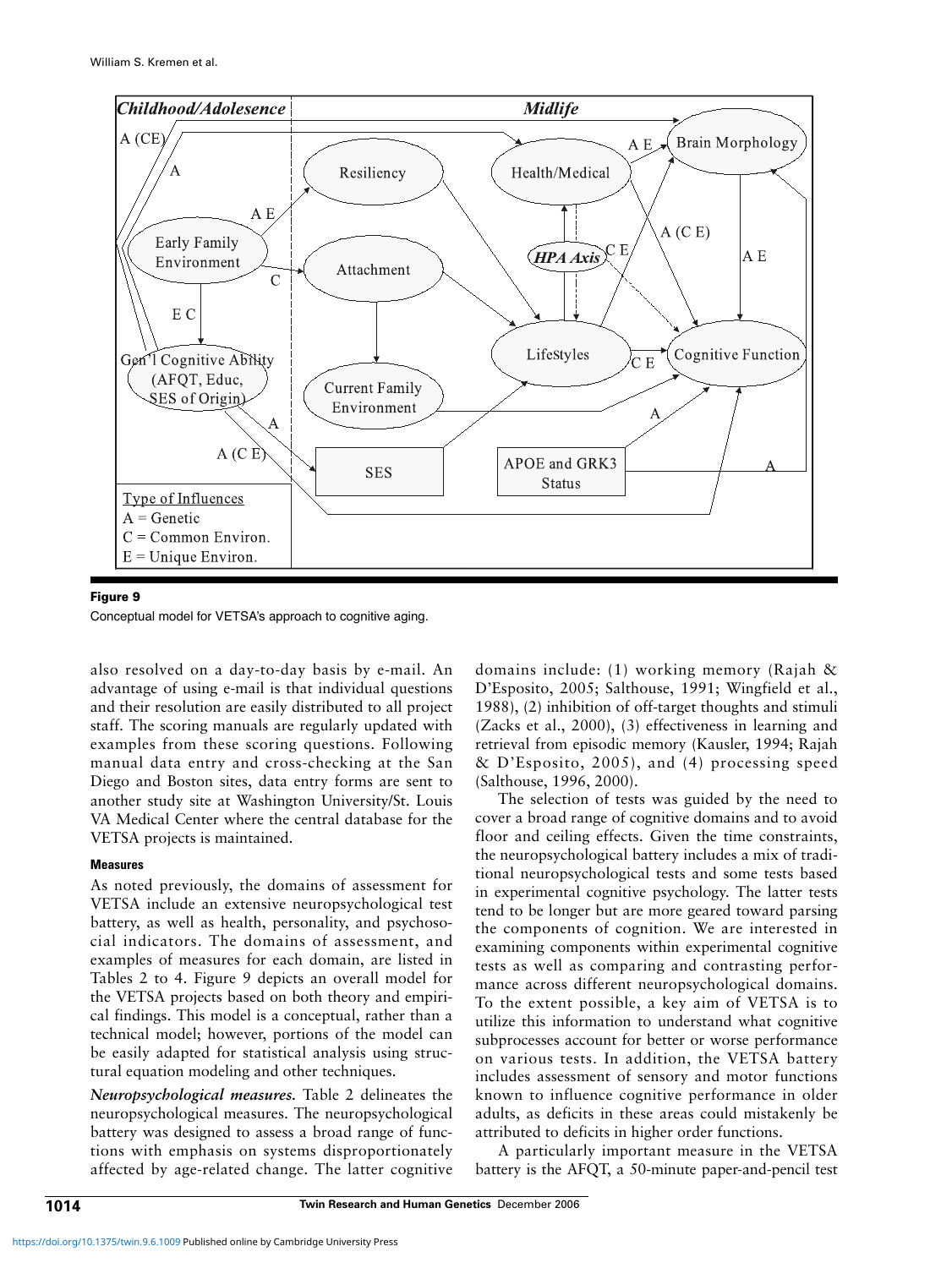**Figure 9**

Conceptual model for VETSA's approach to cognitive aging.

also resolved on a day-to-day basis by e-mail. An advantage of using e-mail is that individual questions and their resolution are easily distributed to all project staff. The scoring manuals are regularly updated with examples from these scoring questions. Following manual data entry and cross-checking at the San Diego and Boston sites, data entry forms are sent to another study site at Washington University/St. Louis VA Medical Center where the central database for the VETSA projects is maintained.

### Measures

As noted previously, the domains of assessment for VETSA include an extensive neuropsychological test battery, as well as health, personality, and psychosocial indicators. The domains of assessment, and examples of measures for each domain, are listed in Tables 2 to 4. Figure 9 depicts an overall model for the VETSA projects based on both theory and empirical findings. This model is a conceptual, rather than a technical model; however, portions of the model can be easily adapted for statistical analysis using structural equation modeling and other techniques.

***Neuropsychological measures.*** Table 2 delineates the neuropsychological measures. The neuropsychological battery was designed to assess a broad range of functions with emphasis on systems disproportionately affected by age-related change. The latter cognitive domains include: (1) working memory (Rajah & D'Esposito, 2005; Salthouse, 1991; Wingfield et al., 1988), (2) inhibition of off-target thoughts and stimuli (Zacks et al., 2000), (3) effectiveness in learning and retrieval from episodic memory (Kausler, 1994; Rajah & D'Esposito, 2005), and (4) processing speed (Salthouse, 1996, 2000).

The selection of tests was guided by the need to cover a broad range of cognitive domains and to avoid floor and ceiling effects. Given the time constraints, the neuropsychological battery includes a mix of traditional neuropsychological tests and some tests based in experimental cognitive psychology. The latter tests tend to be longer but are more geared toward parsing the components of cognition. We are interested in examining components within experimental cognitive tests as well as comparing and contrasting performance across different neuropsychological domains. To the extent possible, a key aim of VETSA is to utilize this information to understand what cognitive subprocesses account for better or worse performance on various tests. In addition, the VETSA battery includes assessment of sensory and motor functions known to influence cognitive performance in older adults, as deficits in these areas could mistakenly be attributed to deficits in higher order functions.

A particularly important measure in the VETSA battery is the AFQT, a 50-minute paper-and-pencil test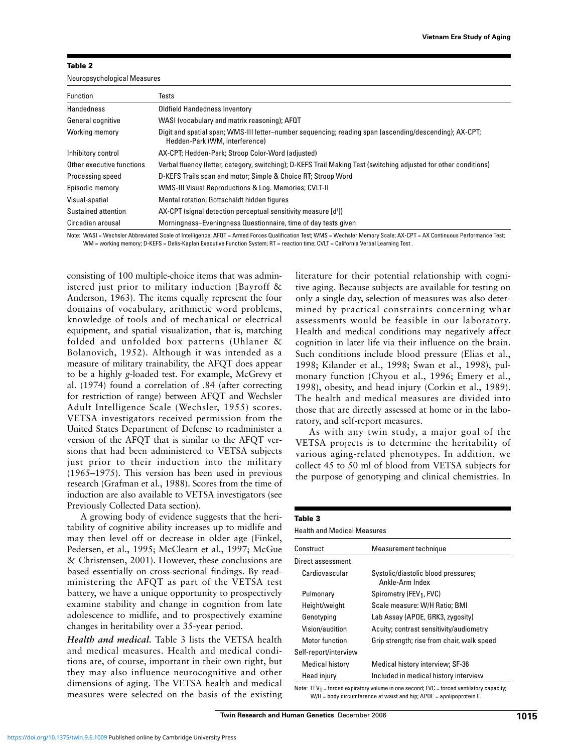**Table 2**

Neuropsychological Measures

| Function | Tests |
|---|---|
| Handedness | Oldfield Handedness Inventory |
| General cognitive | WASI (vocabulary and matrix reasoning); AFQT |
| Working memory | Digit and spatial span; WMS-III letter–number sequencing; reading span (ascending/descending); AX-CPT; Hedden-Park (WM, interference) |
| Inhibitory control | AX-CPT; Hedden-Park; Stroop Color-Word (adjusted) |
| Other executive functions | Verbal fluency (letter, category, switching); D-KEFS Trail Making Test (switching adjusted for other conditions) |
| Processing speed | D-KEFS Trails scan and motor; Simple & Choice RT; Stroop Word |
| Episodic memory | WMS-III Visual Reproductions & Log. Memories; CVLT-II |
| Visual-spatial | Mental rotation; Gottschaldt hidden figures |
| Sustained attention | AX-CPT (signal detection perceptual sensitivity measure [d']) |
| Circadian arousal | Morningness–Eveningness Questionnaire, time of day tests given |

Note: WASI = Wechsler Abbreviated Scale of Intelligence; AFQT = Armed Forces Qualification Test; WMS = Wechsler Memory Scale; AX-CPT = AX Continuous Performance Test; WM = working memory; D-KEFS = Delis-Kaplan Executive Function System; RT = reaction time; CVLT = California Verbal Learning Test .

consisting of 100 multiple-choice items that was administered just prior to military induction (Bayroff & Anderson, 1963). The items equally represent the four domains of vocabulary, arithmetic word problems, knowledge of tools and of mechanical or electrical equipment, and spatial visualization, that is, matching folded and unfolded box patterns (Uhlaner & Bolanovich, 1952). Although it was intended as a measure of military trainability, the AFQT does appear to be a highly *g*-loaded test. For example, McGrevy et al. (1974) found a correlation of .84 (after correcting for restriction of range) between AFQT and Wechsler Adult Intelligence Scale (Wechsler, 1955) scores. VETSA investigators received permission from the United States Department of Defense to readminister a version of the AFQT that is similar to the AFQT versions that had been administered to VETSA subjects just prior to their induction into the military (1965–1975). This version has been used in previous research (Grafman et al., 1988). Scores from the time of induction are also available to VETSA investigators (see Previously Collected Data section).

A growing body of evidence suggests that the heritability of cognitive ability increases up to midlife and may then level off or decrease in older age (Finkel, Pedersen, et al., 1995; McClearn et al., 1997; McGue & Christensen, 2001). However, these conclusions are based essentially on cross-sectional findings. By readministering the AFQT as part of the VETSA test battery, we have a unique opportunity to prospectively examine stability and change in cognition from late adolescence to midlife, and to prospectively examine changes in heritability over a 35-year period.

***Health and medical.*** Table 3 lists the VETSA health and medical measures. Health and medical conditions are, of course, important in their own right, but they may also influence neurocognitive and other dimensions of aging. The VETSA health and medical measures were selected on the basis of the existing literature for their potential relationship with cognitive aging. Because subjects are available for testing on only a single day, selection of measures was also determined by practical constraints concerning what assessments would be feasible in our laboratory. Health and medical conditions may negatively affect cognition in later life via their influence on the brain. Such conditions include blood pressure (Elias et al., 1998; Kilander et al., 1998; Swan et al., 1998), pulmonary function (Chyou et al., 1996; Emery et al., 1998), obesity, and head injury (Corkin et al., 1989). The health and medical measures are divided into those that are directly assessed at home or in the laboratory, and self-report measures.

As with any twin study, a major goal of the VETSA projects is to determine the heritability of various aging-related phenotypes. In addition, we collect 45 to 50 ml of blood from VETSA subjects for the purpose of genotyping and clinical chemistries. In

**Table 3**

Health and Medical Measures

| Construct | Measurement technique |
|---|---|
| Direct assessment | |
| Cardiovascular | Systolic/diastolic blood pressures; Ankle-Arm Index |
| Pulmonary | Spirometry ($FEV_1$, FVC) |
| Height/weight | Scale measure: W/H Ratio; BMI |
| Genotyping | Lab Assay (APOE, GRK3, zygosity) |
| Vision/audition | Acuity; contrast sensitivity/audiometry |
| Motor function | Grip strength; rise from chair, walk speed |
| Self-report/interview | |
| Medical history | Medical history interview; SF-36 |
| Head injury | Included in medical history interview |

Note: $FEV_1$ = forced expiratory volume in one second; FVC = forced ventilatory capacity; W/H = body circumference at waist and hip; APOE = apolipoprotein E.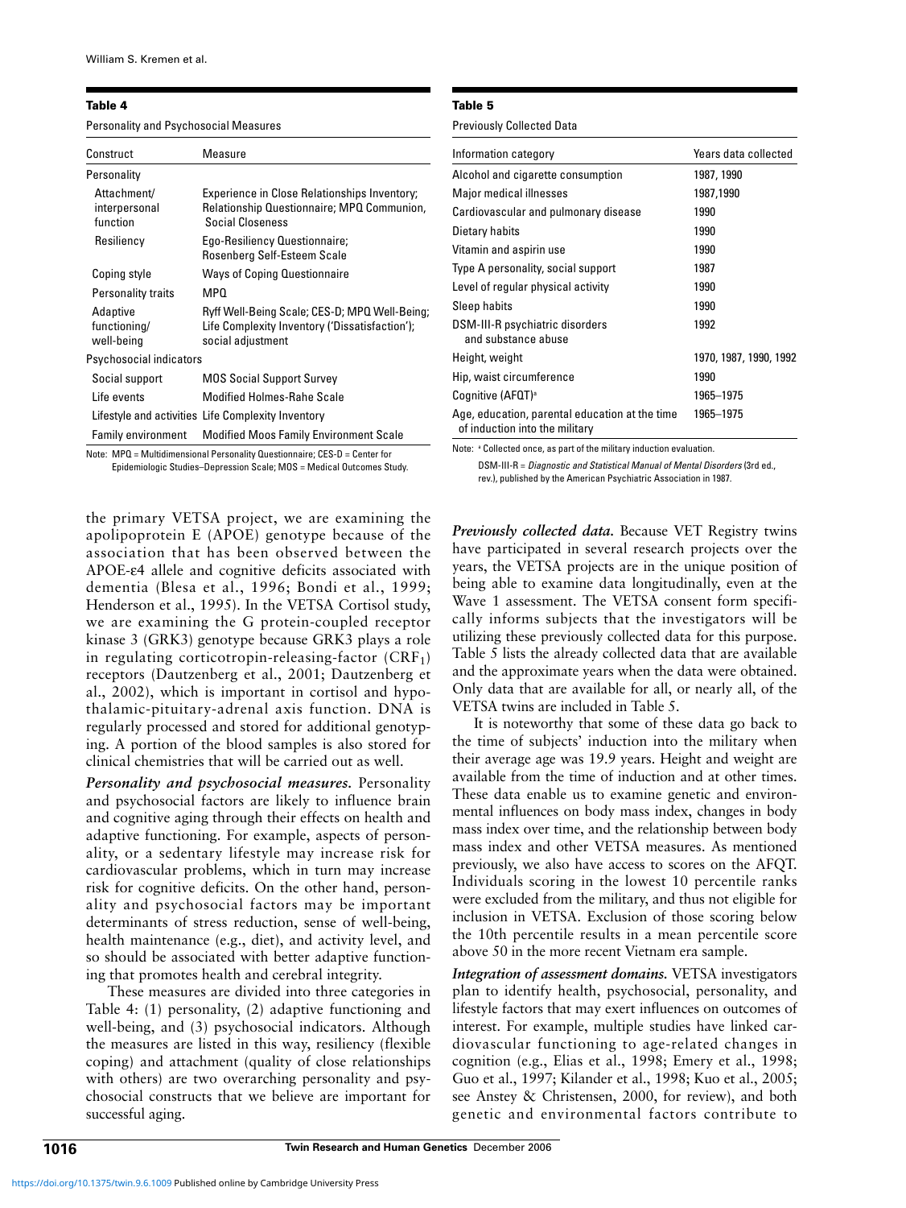**Table 4**

Personality and Psychosocial Measures

| Construct | Measure |
|---|---|
| Personality | |
| Attachment/ interpersonal function | Experience in Close Relationships Inventory; Relationship Questionnaire; MPQ Communion, Social Closeness |
| Resiliency | Ego-Resiliency Questionnaire; Rosenberg Self-Esteem Scale |
| Coping style | Ways of Coping Questionnaire |
| Personality traits | MPQ |
| Adaptive functioning/ well-being | Ryff Well-Being Scale; CES-D; MPQ Well-Being; Life Complexity Inventory ('Dissatisfaction'); social adjustment |
| Psychosocial indicators | |
| Social support | MOS Social Support Survey |
| Life events | Modified Holmes-Rahe Scale |
| Lifestyle and activities | Life Complexity Inventory |
| Family environment | Modified Moos Family Environment Scale |

Note: MPQ = Multidimensional Personality Questionnaire; CES-D = Center for Epidemiologic Studies–Depression Scale; MOS = Medical Outcomes Study.

**Table 5**

Previously Collected Data

| Information category | Years data collected |
|---|---|
| Alcohol and cigarette consumption | 1987, 1990 |
| Major medical illnesses | 1987,1990 |
| Cardiovascular and pulmonary disease | 1990 |
| Dietary habits | 1990 |
| Vitamin and aspirin use | 1990 |
| Type A personality, social support | 1987 |
| Level of regular physical activity | 1990 |
| Sleep habits | 1990 |
| DSM-III-R psychiatric disorders and substance abuse | 1992 |
| Height, weight | 1970, 1987, 1990, 1992 |
| Hip, waist circumference | 1990 |
| Cognitive (AFQT)[a] | 1965–1975 |
| Age, education, parental education at the time of induction into the military | 1965–1975 |

Note: [a] Collected once, as part of the military induction evaluation.
DSM-III-R = *Diagnostic and Statistical Manual of Mental Disorders* (3rd ed., rev.), published by the American Psychiatric Association in 1987.

the primary VETSA project, we are examining the apolipoprotein E (APOE) genotype because of the association that has been observed between the APOE-ε4 allele and cognitive deficits associated with dementia (Blesa et al., 1996; Bondi et al., 1999; Henderson et al., 1995). In the VETSA Cortisol study, we are examining the G protein-coupled receptor kinase 3 (GRK3) genotype because GRK3 plays a role in regulating corticotropin-releasing-factor ($CRF_1$) receptors (Dautzenberg et al., 2001; Dautzenberg et al., 2002), which is important in cortisol and hypothalamic-pituitary-adrenal axis function. DNA is regularly processed and stored for additional genotyping. A portion of the blood samples is also stored for clinical chemistries that will be carried out as well.

***Personality and psychosocial measures.*** Personality and psychosocial factors are likely to influence brain and cognitive aging through their effects on health and adaptive functioning. For example, aspects of personality, or a sedentary lifestyle may increase risk for cardiovascular problems, which in turn may increase risk for cognitive deficits. On the other hand, personality and psychosocial factors may be important determinants of stress reduction, sense of well-being, health maintenance (e.g., diet), and activity level, and so should be associated with better adaptive functioning that promotes health and cerebral integrity.

These measures are divided into three categories in Table 4: (1) personality, (2) adaptive functioning and well-being, and (3) psychosocial indicators. Although the measures are listed in this way, resiliency (flexible coping) and attachment (quality of close relationships with others) are two overarching personality and psychosocial constructs that we believe are important for successful aging.

***Previously collected data.*** Because VET Registry twins have participated in several research projects over the years, the VETSA projects are in the unique position of being able to examine data longitudinally, even at the Wave 1 assessment. The VETSA consent form specifically informs subjects that the investigators will be utilizing these previously collected data for this purpose. Table 5 lists the already collected data that are available and the approximate years when the data were obtained. Only data that are available for all, or nearly all, of the VETSA twins are included in Table 5.

It is noteworthy that some of these data go back to the time of subjects' induction into the military when their average age was 19.9 years. Height and weight are available from the time of induction and at other times. These data enable us to examine genetic and environmental influences on body mass index, changes in body mass index over time, and the relationship between body mass index and other VETSA measures. As mentioned previously, we also have access to scores on the AFQT. Individuals scoring in the lowest 10 percentile ranks were excluded from the military, and thus not eligible for inclusion in VETSA. Exclusion of those scoring below the 10th percentile results in a mean percentile score above 50 in the more recent Vietnam era sample.

***Integration of assessment domains.*** VETSA investigators plan to identify health, psychosocial, personality, and lifestyle factors that may exert influences on outcomes of interest. For example, multiple studies have linked cardiovascular functioning to age-related changes in cognition (e.g., Elias et al., 1998; Emery et al., 1998; Guo et al., 1997; Kilander et al., 1998; Kuo et al., 2005; see Anstey & Christensen, 2000, for review), and both genetic and environmental factors contribute to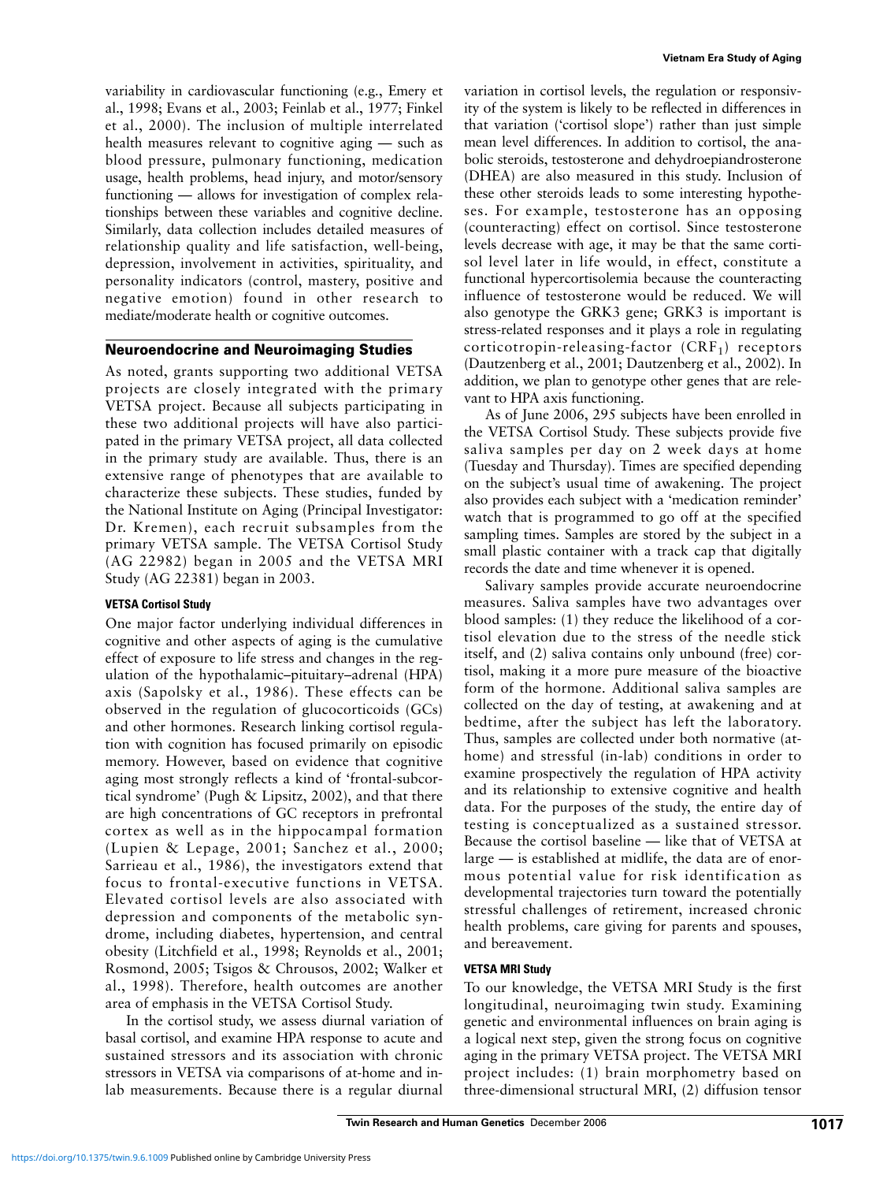variability in cardiovascular functioning (e.g., Emery et al., 1998; Evans et al., 2003; Feinlab et al., 1977; Finkel et al., 2000). The inclusion of multiple interrelated health measures relevant to cognitive aging — such as blood pressure, pulmonary functioning, medication usage, health problems, head injury, and motor/sensory functioning — allows for investigation of complex relationships between these variables and cognitive decline. Similarly, data collection includes detailed measures of relationship quality and life satisfaction, well-being, depression, involvement in activities, spirituality, and personality indicators (control, mastery, positive and negative emotion) found in other research to mediate/moderate health or cognitive outcomes.

## Neuroendocrine and Neuroimaging Studies

As noted, grants supporting two additional VETSA projects are closely integrated with the primary VETSA project. Because all subjects participating in these two additional projects will have also participated in the primary VETSA project, all data collected in the primary study are available. Thus, there is an extensive range of phenotypes that are available to characterize these subjects. These studies, funded by the National Institute on Aging (Principal Investigator: Dr. Kremen), each recruit subsamples from the primary VETSA sample. The VETSA Cortisol Study (AG 22982) began in 2005 and the VETSA MRI Study (AG 22381) began in 2003.

### VETSA Cortisol Study

One major factor underlying individual differences in cognitive and other aspects of aging is the cumulative effect of exposure to life stress and changes in the regulation of the hypothalamic–pituitary–adrenal (HPA) axis (Sapolsky et al., 1986). These effects can be observed in the regulation of glucocorticoids (GCs) and other hormones. Research linking cortisol regulation with cognition has focused primarily on episodic memory. However, based on evidence that cognitive aging most strongly reflects a kind of 'frontal-subcortical syndrome' (Pugh & Lipsitz, 2002), and that there are high concentrations of GC receptors in prefrontal cortex as well as in the hippocampal formation (Lupien & Lepage, 2001; Sanchez et al., 2000; Sarrieau et al., 1986), the investigators extend that focus to frontal-executive functions in VETSA. Elevated cortisol levels are also associated with depression and components of the metabolic syndrome, including diabetes, hypertension, and central obesity (Litchfield et al., 1998; Reynolds et al., 2001; Rosmond, 2005; Tsigos & Chrousos, 2002; Walker et al., 1998). Therefore, health outcomes are another area of emphasis in the VETSA Cortisol Study.

In the cortisol study, we assess diurnal variation of basal cortisol, and examine HPA response to acute and sustained stressors and its association with chronic stressors in VETSA via comparisons of at-home and in-lab measurements. Because there is a regular diurnal variation in cortisol levels, the regulation or responsivity of the system is likely to be reflected in differences in that variation ('cortisol slope') rather than just simple mean level differences. In addition to cortisol, the anabolic steroids, testosterone and dehydroepiandrosterone (DHEA) are also measured in this study. Inclusion of these other steroids leads to some interesting hypotheses. For example, testosterone has an opposing (counteracting) effect on cortisol. Since testosterone levels decrease with age, it may be that the same cortisol level later in life would, in effect, constitute a functional hypercortisolemia because the counteracting influence of testosterone would be reduced. We will also genotype the GRK3 gene; GRK3 is important is stress-related responses and it plays a role in regulating corticotropin-releasing-factor ($CRF_1$) receptors (Dautzenberg et al., 2001; Dautzenberg et al., 2002). In addition, we plan to genotype other genes that are relevant to HPA axis functioning.

As of June 2006, 295 subjects have been enrolled in the VETSA Cortisol Study. These subjects provide five saliva samples per day on 2 week days at home (Tuesday and Thursday). Times are specified depending on the subject's usual time of awakening. The project also provides each subject with a 'medication reminder' watch that is programmed to go off at the specified sampling times. Samples are stored by the subject in a small plastic container with a track cap that digitally records the date and time whenever it is opened.

Salivary samples provide accurate neuroendocrine measures. Saliva samples have two advantages over blood samples: (1) they reduce the likelihood of a cortisol elevation due to the stress of the needle stick itself, and (2) saliva contains only unbound (free) cortisol, making it a more pure measure of the bioactive form of the hormone. Additional saliva samples are collected on the day of testing, at awakening and at bedtime, after the subject has left the laboratory. Thus, samples are collected under both normative (at-home) and stressful (in-lab) conditions in order to examine prospectively the regulation of HPA activity and its relationship to extensive cognitive and health data. For the purposes of the study, the entire day of testing is conceptualized as a sustained stressor. Because the cortisol baseline — like that of VETSA at large — is established at midlife, the data are of enormous potential value for risk identification as developmental trajectories turn toward the potentially stressful challenges of retirement, increased chronic health problems, care giving for parents and spouses, and bereavement.

### VETSA MRI Study

To our knowledge, the VETSA MRI Study is the first longitudinal, neuroimaging twin study. Examining genetic and environmental influences on brain aging is a logical next step, given the strong focus on cognitive aging in the primary VETSA project. The VETSA MRI project includes: (1) brain morphometry based on three-dimensional structural MRI, (2) diffusion tensor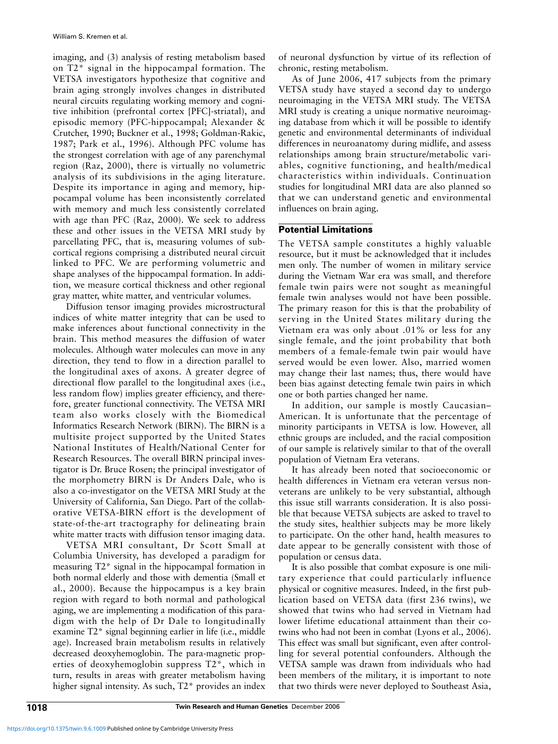imaging, and (3) analysis of resting metabolism based on T2* signal in the hippocampal formation. The VETSA investigators hypothesize that cognitive and brain aging strongly involves changes in distributed neural circuits regulating working memory and cognitive inhibition (prefrontal cortex [PFC]-striatal), and episodic memory (PFC-hippocampal; Alexander & Crutcher, 1990; Buckner et al., 1998; Goldman-Rakic, 1987; Park et al., 1996). Although PFC volume has the strongest correlation with age of any parenchymal region (Raz, 2000), there is virtually no volumetric analysis of its subdivisions in the aging literature. Despite its importance in aging and memory, hippocampal volume has been inconsistently correlated with memory and much less consistently correlated with age than PFC (Raz, 2000). We seek to address these and other issues in the VETSA MRI study by parcellating PFC, that is, measuring volumes of subcortical regions comprising a distributed neural circuit linked to PFC. We are performing volumetric and shape analyses of the hippocampal formation. In addition, we measure cortical thickness and other regional gray matter, white matter, and ventricular volumes.

Diffusion tensor imaging provides microstructural indices of white matter integrity that can be used to make inferences about functional connectivity in the brain. This method measures the diffusion of water molecules. Although water molecules can move in any direction, they tend to flow in a direction parallel to the longitudinal axes of axons. A greater degree of directional flow parallel to the longitudinal axes (i.e., less random flow) implies greater efficiency, and therefore, greater functional connectivity. The VETSA MRI team also works closely with the Biomedical Informatics Research Network (BIRN). The BIRN is a multisite project supported by the United States National Institutes of Health/National Center for Research Resources. The overall BIRN principal investigator is Dr. Bruce Rosen; the principal investigator of the morphometry BIRN is Dr Anders Dale, who is also a co-investigator on the VETSA MRI Study at the University of California, San Diego. Part of the collaborative VETSA-BIRN effort is the development of state-of-the-art tractography for delineating brain white matter tracts with diffusion tensor imaging data.

VETSA MRI consultant, Dr Scott Small at Columbia University, has developed a paradigm for measuring T2* signal in the hippocampal formation in both normal elderly and those with dementia (Small et al., 2000). Because the hippocampus is a key brain region with regard to both normal and pathological aging, we are implementing a modification of this paradigm with the help of Dr Dale to longitudinally examine T2* signal beginning earlier in life (i.e., middle age). Increased brain metabolism results in relatively decreased deoxyhemoglobin. The para-magnetic properties of deoxyhemoglobin suppress T2*, which in turn, results in areas with greater metabolism having higher signal intensity. As such, T2* provides an index of neuronal dysfunction by virtue of its reflection of chronic, resting metabolism.

As of June 2006, 417 subjects from the primary VETSA study have stayed a second day to undergo neuroimaging in the VETSA MRI study. The VETSA MRI study is creating a unique normative neuroimaging database from which it will be possible to identify genetic and environmental determinants of individual differences in neuroanatomy during midlife, and assess relationships among brain structure/metabolic variables, cognitive functioning, and health/medical characteristics within individuals. Continuation studies for longitudinal MRI data are also planned so that we can understand genetic and environmental influences on brain aging.

## Potential Limitations

The VETSA sample constitutes a highly valuable resource, but it must be acknowledged that it includes men only. The number of women in military service during the Vietnam War era was small, and therefore female twin pairs were not sought as meaningful female twin analyses would not have been possible. The primary reason for this is that the probability of serving in the United States military during the Vietnam era was only about .01% or less for any single female, and the joint probability that both members of a female-female twin pair would have served would be even lower. Also, married women may change their last names; thus, there would have been bias against detecting female twin pairs in which one or both parties changed her name.

In addition, our sample is mostly Caucasian–American. It is unfortunate that the percentage of minority participants in VETSA is low. However, all ethnic groups are included, and the racial composition of our sample is relatively similar to that of the overall population of Vietnam Era veterans.

It has already been noted that socioeconomic or health differences in Vietnam era veteran versus nonveterans are unlikely to be very substantial, although this issue still warrants consideration. It is also possible that because VETSA subjects are asked to travel to the study sites, healthier subjects may be more likely to participate. On the other hand, health measures to date appear to be generally consistent with those of population or census data.

It is also possible that combat exposure is one military experience that could particularly influence physical or cognitive measures. Indeed, in the first publication based on VETSA data (first 236 twins), we showed that twins who had served in Vietnam had lower lifetime educational attainment than their co-twins who had not been in combat (Lyons et al., 2006). This effect was small but significant, even after controlling for several potential confounders. Although the VETSA sample was drawn from individuals who had been members of the military, it is important to note that two thirds were never deployed to Southeast Asia,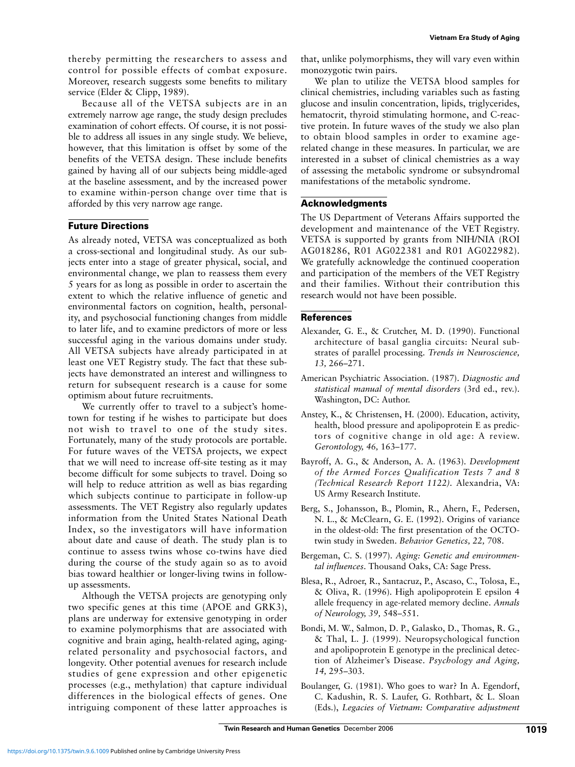thereby permitting the researchers to assess and control for possible effects of combat exposure. Moreover, research suggests some benefits to military service (Elder & Clipp, 1989).

Because all of the VETSA subjects are in an extremely narrow age range, the study design precludes examination of cohort effects. Of course, it is not possible to address all issues in any single study. We believe, however, that this limitation is offset by some of the benefits of the VETSA design. These include benefits gained by having all of our subjects being middle-aged at the baseline assessment, and by the increased power to examine within-person change over time that is afforded by this very narrow age range.

## Future Directions

As already noted, VETSA was conceptualized as both a cross-sectional and longitudinal study. As our subjects enter into a stage of greater physical, social, and environmental change, we plan to reassess them every 5 years for as long as possible in order to ascertain the extent to which the relative influence of genetic and environmental factors on cognition, health, personality, and psychosocial functioning changes from middle to later life, and to examine predictors of more or less successful aging in the various domains under study. All VETSA subjects have already participated in at least one VET Registry study. The fact that these subjects have demonstrated an interest and willingness to return for subsequent research is a cause for some optimism about future recruitments.

We currently offer to travel to a subject's hometown for testing if he wishes to participate but does not wish to travel to one of the study sites. Fortunately, many of the study protocols are portable. For future waves of the VETSA projects, we expect that we will need to increase off-site testing as it may become difficult for some subjects to travel. Doing so will help to reduce attrition as well as bias regarding which subjects continue to participate in follow-up assessments. The VET Registry also regularly updates information from the United States National Death Index, so the investigators will have information about date and cause of death. The study plan is to continue to assess twins whose co-twins have died during the course of the study again so as to avoid bias toward healthier or longer-living twins in follow-up assessments.

Although the VETSA projects are genotyping only two specific genes at this time (APOE and GRK3), plans are underway for extensive genotyping in order to examine polymorphisms that are associated with cognitive and brain aging, health-related aging, aging-related personality and psychosocial factors, and longevity. Other potential avenues for research include studies of gene expression and other epigenetic processes (e.g., methylation) that capture individual differences in the biological effects of genes. One intriguing component of these latter approaches is that, unlike polymorphisms, they will vary even within monozygotic twin pairs.

We plan to utilize the VETSA blood samples for clinical chemistries, including variables such as fasting glucose and insulin concentration, lipids, triglycerides, hematocrit, thyroid stimulating hormone, and C-reactive protein. In future waves of the study we also plan to obtain blood samples in order to examine age-related change in these measures. In particular, we are interested in a subset of clinical chemistries as a way of assessing the metabolic syndrome or subsyndromal manifestations of the metabolic syndrome.

## Acknowledgments

The US Department of Veterans Affairs supported the development and maintenance of the VET Registry. VETSA is supported by grants from NIH/NIA (ROI AG018286, R01 AG022381 and R01 AG022982). We gratefully acknowledge the continued cooperation and participation of the members of the VET Registry and their families. Without their contribution this research would not have been possible.

## References

Alexander, G. E., & Crutcher, M. D. (1990). Functional architecture of basal ganglia circuits: Neural substrates of parallel processing. *Trends in Neuroscience, 13,* 266–271.

American Psychiatric Association. (1987). *Diagnostic and statistical manual of mental disorders* (3rd ed., rev.). Washington, DC: Author.

Anstey, K., & Christensen, H. (2000). Education, activity, health, blood pressure and apolipoprotein E as predictors of cognitive change in old age: A review. *Gerontology, 46,* 163–177.

Bayroff, A. G., & Anderson, A. A. (1963). *Development of the Armed Forces Qualification Tests 7 and 8 (Technical Research Report 1122).* Alexandria, VA: US Army Research Institute.

Berg, S., Johansson, B., Plomin, R., Ahern, F., Pedersen, N. L., & McClearn, G. E. (1992). Origins of variance in the oldest-old: The first presentation of the OCTO-twin study in Sweden. *Behavior Genetics, 22,* 708.

Bergeman, C. S. (1997). *Aging: Genetic and environmental influences.* Thousand Oaks, CA: Sage Press.

Blesa, R., Adroer, R., Santacruz, P., Ascaso, C., Tolosa, E., & Oliva, R. (1996). High apolipoprotein E epsilon 4 allele frequency in age-related memory decline. *Annals of Neurology, 39,* 548–551.

Bondi, M. W., Salmon, D. P., Galasko, D., Thomas, R. G., & Thal, L. J. (1999). Neuropsychological function and apolipoprotein E genotype in the preclinical detection of Alzheimer's Disease. *Psychology and Aging, 14,* 295–303.

Boulanger, G. (1981). Who goes to war? In A. Egendorf, C. Kadushin, R. S. Laufer, G. Rothbart, & L. Sloan (Eds.), *Legacies of Vietnam: Comparative adjustment*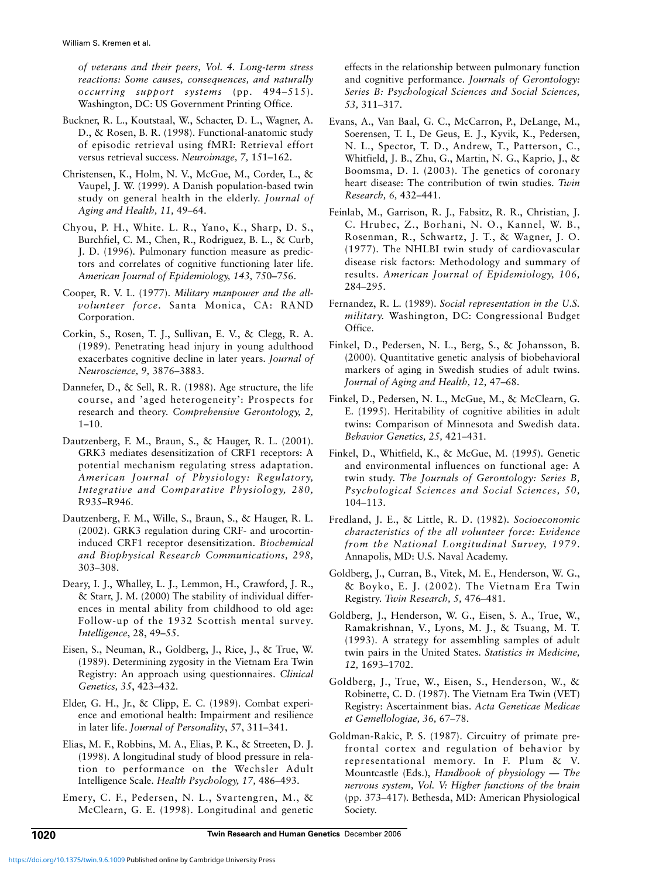*of veterans and their peers, Vol. 4. Long-term stress reactions: Some causes, consequences, and naturally occurring support systems* (pp. 494–515). Washington, DC: US Government Printing Office.

Buckner, R. L., Koutstaal, W., Schacter, D. L., Wagner, A. D., & Rosen, B. R. (1998). Functional-anatomic study of episodic retrieval using fMRI: Retrieval effort versus retrieval success. *Neuroimage, 7,* 151–162.

Christensen, K., Holm, N. V., McGue, M., Corder, L., & Vaupel, J. W. (1999). A Danish population-based twin study on general health in the elderly. *Journal of Aging and Health, 11,* 49–64.

Chyou, P. H., White. L. R., Yano, K., Sharp, D. S., Burchfiel, C. M., Chen, R., Rodriguez, B. L., & Curb, J. D. (1996). Pulmonary function measure as predictors and correlates of cognitive functioning later life. *American Journal of Epidemiology, 143,* 750–756.

Cooper, R. V. L. (1977). *Military manpower and the all-volunteer force.* Santa Monica, CA: RAND Corporation.

Corkin, S., Rosen, T. J., Sullivan, E. V., & Clegg, R. A. (1989). Penetrating head injury in young adulthood exacerbates cognitive decline in later years. *Journal of Neuroscience, 9,* 3876–3883.

Dannefer, D., & Sell, R. R. (1988). Age structure, the life course, and 'aged heterogeneity': Prospects for research and theory. *Comprehensive Gerontology, 2,* 1–10.

Dautzenberg, F. M., Braun, S., & Hauger, R. L. (2001). GRK3 mediates desensitization of CRF1 receptors: A potential mechanism regulating stress adaptation. *American Journal of Physiology: Regulatory, Integrative and Comparative Physiology, 280,* R935–R946.

Dautzenberg, F. M., Wille, S., Braun, S., & Hauger, R. L. (2002). GRK3 regulation during CRF- and urocortin-induced CRF1 receptor desensitization. *Biochemical and Biophysical Research Communications, 298,* 303–308.

Deary, I. J., Whalley, L. J., Lemmon, H., Crawford, J. R., & Starr, J. M. (2000) The stability of individual differences in mental ability from childhood to old age: Follow-up of the 1932 Scottish mental survey. *Intelligence*, 28, 49–55.

Eisen, S., Neuman, R., Goldberg, J., Rice, J., & True, W. (1989). Determining zygosity in the Vietnam Era Twin Registry: An approach using questionnaires. *Clinical Genetics, 35*, 423–432.

Elder, G. H., Jr., & Clipp, E. C. (1989). Combat experience and emotional health: Impairment and resilience in later life. *Journal of Personality*, *57*, 311–341.

Elias, M. F., Robbins, M. A., Elias, P. K., & Streeten, D. J. (1998). A longitudinal study of blood pressure in relation to performance on the Wechsler Adult Intelligence Scale. *Health Psychology, 17,* 486–493.

Emery, C. F., Pedersen, N. L., Svartengren, M., & McClearn, G. E. (1998). Longitudinal and genetic effects in the relationship between pulmonary function and cognitive performance. *Journals of Gerontology: Series B: Psychological Sciences and Social Sciences, 53,* 311–317.

Evans, A., Van Baal, G. C., McCarron, P., DeLange, M., Soerensen, T. I., De Geus, E. J., Kyvik, K., Pedersen, N. L., Spector, T. D., Andrew, T., Patterson, C., Whitfield, J. B., Zhu, G., Martin, N. G., Kaprio, J., & Boomsma, D. I. (2003). The genetics of coronary heart disease: The contribution of twin studies. *Twin Research, 6,* 432–441.

Feinlab, M., Garrison, R. J., Fabsitz, R. R., Christian, J. C. Hrubec, Z., Borhani, N. O., Kannel, W. B., Rosenman, R., Schwartz, J. T., & Wagner, J. O. (1977). The NHLBI twin study of cardiovascular disease risk factors: Methodology and summary of results. *American Journal of Epidemiology, 106,* 284–295.

Fernandez, R. L. (1989). *Social representation in the U.S. military.* Washington, DC: Congressional Budget Office.

Finkel, D., Pedersen, N. L., Berg, S., & Johansson, B. (2000). Quantitative genetic analysis of biobehavioral markers of aging in Swedish studies of adult twins. *Journal of Aging and Health, 12,* 47–68.

Finkel, D., Pedersen, N. L., McGue, M., & McClearn, G. E. (1995). Heritability of cognitive abilities in adult twins: Comparison of Minnesota and Swedish data. *Behavior Genetics, 25,* 421–431.

Finkel, D., Whitfield, K., & McGue, M. (1995). Genetic and environmental influences on functional age: A twin study. *The Journals of Gerontology: Series B, Psychological Sciences and Social Sciences, 50,* 104–113.

Fredland, J. E., & Little, R. D. (1982). *Socioeconomic characteristics of the all volunteer force: Evidence from the National Longitudinal Survey, 1979.* Annapolis, MD: U.S. Naval Academy.

Goldberg, J., Curran, B., Vitek, M. E., Henderson, W. G., & Boyko, E. J. (2002). The Vietnam Era Twin Registry. *Twin Research, 5,* 476–481.

Goldberg, J., Henderson, W. G., Eisen, S. A., True, W., Ramakrishnan, V., Lyons, M. J., & Tsuang, M. T. (1993). A strategy for assembling samples of adult twin pairs in the United States. *Statistics in Medicine, 12,* 1693–1702.

Goldberg, J., True, W., Eisen, S., Henderson, W., & Robinette, C. D. (1987). The Vietnam Era Twin (VET) Registry: Ascertainment bias. *Acta Geneticae Medicae et Gemellologiae, 36,* 67–78.

Goldman-Rakic, P. S. (1987). Circuitry of primate prefrontal cortex and regulation of behavior by representational memory. In F. Plum & V. Mountcastle (Eds.), *Handbook of physiology — The nervous system, Vol. V: Higher functions of the brain* (pp. 373–417). Bethesda, MD: American Physiological Society.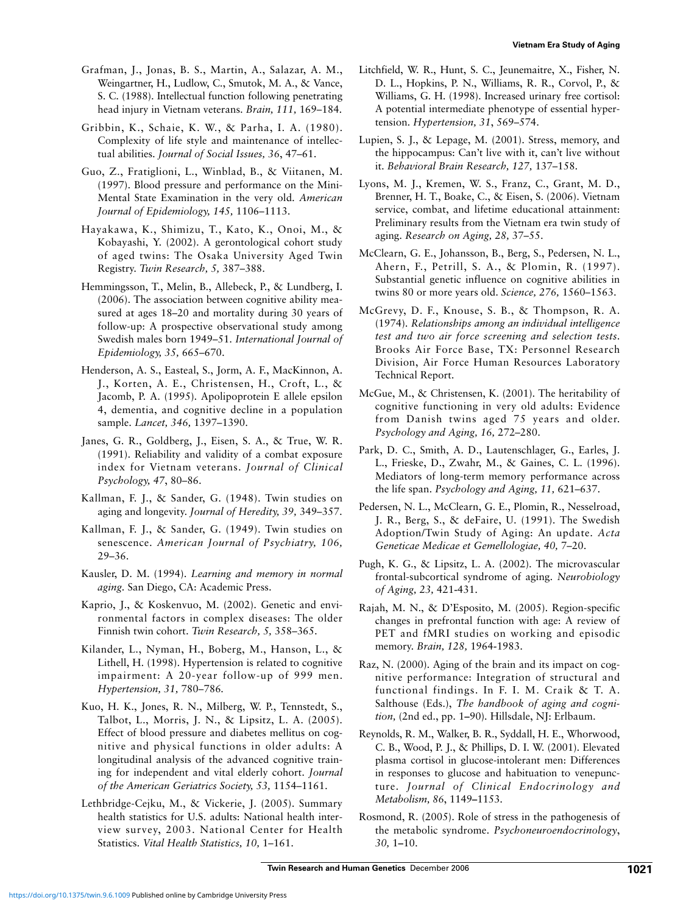Grafman, J., Jonas, B. S., Martin, A., Salazar, A. M., Weingartner, H., Ludlow, C., Smutok, M. A., & Vance, S. C. (1988). Intellectual function following penetrating head injury in Vietnam veterans. *Brain, 111,* 169–184.

Gribbin, K., Schaie, K. W., & Parha, I. A. (1980). Complexity of life style and maintenance of intellectual abilities. *Journal of Social Issues, 36*, 47–61.

Guo, Z., Fratiglioni, L., Winblad, B., & Viitanen, M. (1997). Blood pressure and performance on the Mini-Mental State Examination in the very old. *American Journal of Epidemiology, 145,* 1106–1113.

Hayakawa, K., Shimizu, T., Kato, K., Onoi, M., & Kobayashi, Y. (2002). A gerontological cohort study of aged twins: The Osaka University Aged Twin Registry. *Twin Research, 5,* 387–388.

Hemmingsson, T., Melin, B., Allebeck, P., & Lundberg, I. (2006). The association between cognitive ability measured at ages 18–20 and mortality during 30 years of follow-up: A prospective observational study among Swedish males born 1949–51. *International Journal of Epidemiology, 35,* 665–670.

Henderson, A. S., Easteal, S., Jorm, A. F., MacKinnon, A. J., Korten, A. E., Christensen, H., Croft, L., & Jacomb, P. A. (1995). Apolipoprotein E allele epsilon 4, dementia, and cognitive decline in a population sample. *Lancet, 346,* 1397–1390.

Janes, G. R., Goldberg, J., Eisen, S. A., & True, W. R. (1991). Reliability and validity of a combat exposure index for Vietnam veterans. *Journal of Clinical Psychology, 47*, 80–86.

Kallman, F. J., & Sander, G. (1948). Twin studies on aging and longevity. *Journal of Heredity, 39,* 349–357.

Kallman, F. J., & Sander, G. (1949). Twin studies on senescence. *American Journal of Psychiatry, 106,* 29–36.

Kausler, D. M. (1994). *Learning and memory in normal aging.* San Diego, CA: Academic Press.

Kaprio, J., & Koskenvuo, M. (2002). Genetic and environmental factors in complex diseases: The older Finnish twin cohort. *Twin Research, 5,* 358–365.

Kilander, L., Nyman, H., Boberg, M., Hanson, L., & Lithell, H. (1998). Hypertension is related to cognitive impairment: A 20-year follow-up of 999 men. *Hypertension, 31,* 780–786.

Kuo, H. K., Jones, R. N., Milberg, W. P., Tennstedt, S., Talbot, L., Morris, J. N., & Lipsitz, L. A. (2005). Effect of blood pressure and diabetes mellitus on cognitive and physical functions in older adults: A longitudinal analysis of the advanced cognitive training for independent and vital elderly cohort. *Journal of the American Geriatrics Society, 53,* 1154–1161.

Lethbridge-Cejku, M., & Vickerie, J. (2005). Summary health statistics for U.S. adults: National health interview survey, 2003. National Center for Health Statistics. *Vital Health Statistics, 10,* 1–161.

Litchfield, W. R., Hunt, S. C., Jeunemaitre, X., Fisher, N. D. L., Hopkins, P. N., Williams, R. R., Corvol, P., & Williams, G. H. (1998). Increased urinary free cortisol: A potential intermediate phenotype of essential hypertension. *Hypertension, 31*, 569–574.

Lupien, S. J., & Lepage, M. (2001). Stress, memory, and the hippocampus: Can't live with it, can't live without it. *Behavioral Brain Research, 127,* 137–158.

Lyons, M. J., Kremen, W. S., Franz, C., Grant, M. D., Brenner, H. T., Boake, C., & Eisen, S. (2006). Vietnam service, combat, and lifetime educational attainment: Preliminary results from the Vietnam era twin study of aging. *Research on Aging, 28,* 37–55.

McClearn, G. E., Johansson, B., Berg, S., Pedersen, N. L., Ahern, F., Petrill, S. A., & Plomin, R. (1997). Substantial genetic influence on cognitive abilities in twins 80 or more years old. *Science, 276,* 1560–1563.

McGrevy, D. F., Knouse, S. B., & Thompson, R. A. (1974). *Relationships among an individual intelligence test and two air force screening and selection tests.* Brooks Air Force Base, TX: Personnel Research Division, Air Force Human Resources Laboratory Technical Report.

McGue, M., & Christensen, K. (2001). The heritability of cognitive functioning in very old adults: Evidence from Danish twins aged 75 years and older. *Psychology and Aging, 16,* 272–280.

Park, D. C., Smith, A. D., Lautenschlager, G., Earles, J. L., Frieske, D., Zwahr, M., & Gaines, C. L. (1996). Mediators of long-term memory performance across the life span. *Psychology and Aging, 11,* 621–637.

Pedersen, N. L., McClearn, G. E., Plomin, R., Nesselroad, J. R., Berg, S., & deFaire, U. (1991). The Swedish Adoption/Twin Study of Aging: An update. *Acta Geneticae Medicae et Gemellologiae, 40,* 7–20.

Pugh, K. G., & Lipsitz, L. A. (2002). The microvascular frontal-subcortical syndrome of aging. *Neurobiology of Aging, 23,* 421-431.

Rajah, M. N., & D'Esposito, M. (2005). Region-specific changes in prefrontal function with age: A review of PET and fMRI studies on working and episodic memory. *Brain, 128,* 1964-1983.

Raz, N. (2000). Aging of the brain and its impact on cognitive performance: Integration of structural and functional findings. In F. I. M. Craik & T. A. Salthouse (Eds.), *The handbook of aging and cognition,* (2nd ed., pp. 1–90). Hillsdale, NJ: Erlbaum.

Reynolds, R. M., Walker, B. R., Syddall, H. E., Whorwood, C. B., Wood, P. J., & Phillips, D. I. W. (2001). Elevated plasma cortisol in glucose-intolerant men: Differences in responses to glucose and habituation to venepuncture. *Journal of Clinical Endocrinology and Metabolism, 86*, 1149–1153.

Rosmond, R. (2005). Role of stress in the pathogenesis of the metabolic syndrome. *Psychoneuroendocrinology*, *30,* 1–10.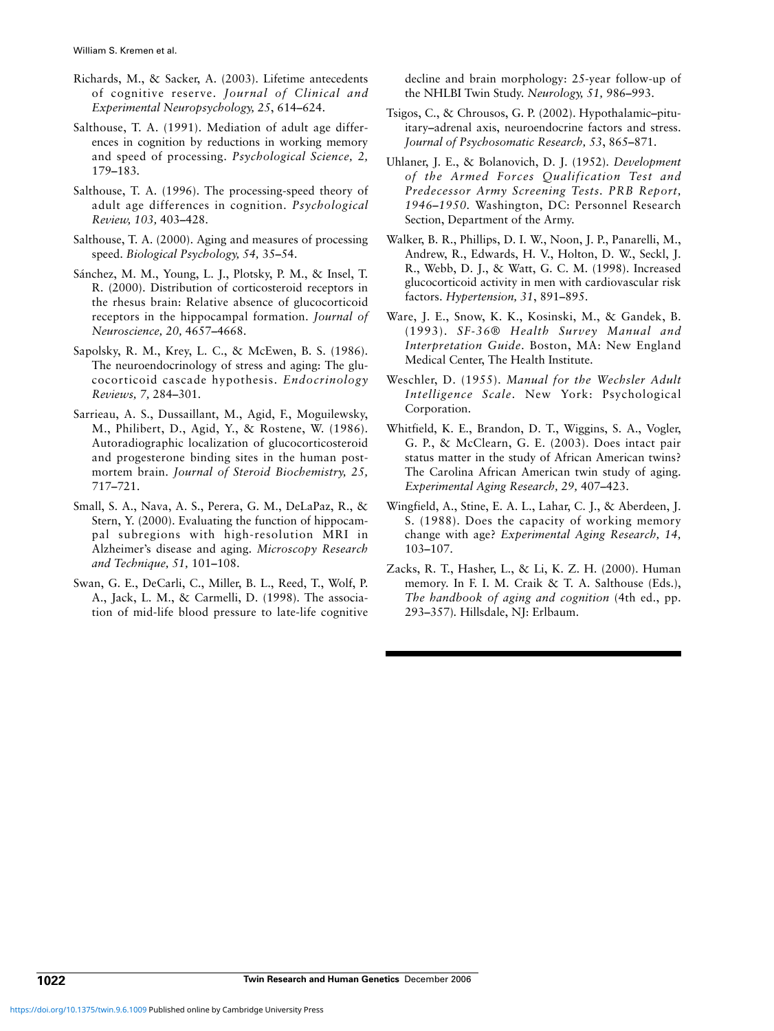Richards, M., & Sacker, A. (2003). Lifetime antecedents of cognitive reserve. *Journal of Clinical and Experimental Neuropsychology, 25*, 614–624.

Salthouse, T. A. (1991). Mediation of adult age differences in cognition by reductions in working memory and speed of processing. *Psychological Science, 2,* 179–183.

Salthouse, T. A. (1996). The processing-speed theory of adult age differences in cognition. *Psychological Review, 103,* 403–428.

Salthouse, T. A. (2000). Aging and measures of processing speed. *Biological Psychology, 54,* 35–54.

Sánchez, M. M., Young, L. J., Plotsky, P. M., & Insel, T. R. (2000). Distribution of corticosteroid receptors in the rhesus brain: Relative absence of glucocorticoid receptors in the hippocampal formation. *Journal of Neuroscience, 20,* 4657–4668.

Sapolsky, R. M., Krey, L. C., & McEwen, B. S. (1986). The neuroendocrinology of stress and aging: The glucocorticoid cascade hypothesis. *Endocrinology Reviews, 7,* 284–301.

Sarrieau, A. S., Dussaillant, M., Agid, F., Moguilewsky, M., Philibert, D., Agid, Y., & Rostene, W. (1986). Autoradiographic localization of glucocorticosteroid and progesterone binding sites in the human postmortem brain. *Journal of Steroid Biochemistry, 25,* 717–721.

Small, S. A., Nava, A. S., Perera, G. M., DeLaPaz, R., & Stern, Y. (2000). Evaluating the function of hippocampal subregions with high-resolution MRI in Alzheimer's disease and aging. *Microscopy Research and Technique, 51,* 101–108.

Swan, G. E., DeCarli, C., Miller, B. L., Reed, T., Wolf, P. A., Jack, L. M., & Carmelli, D. (1998). The association of mid-life blood pressure to late-life cognitive decline and brain morphology: 25-year follow-up of the NHLBI Twin Study. *Neurology, 51,* 986–993.

Tsigos, C., & Chrousos, G. P. (2002). Hypothalamic–pituitary–adrenal axis, neuroendocrine factors and stress. *Journal of Psychosomatic Research, 53*, 865–871.

Uhlaner, J. E., & Bolanovich, D. J. (1952). *Development of the Armed Forces Qualification Test and Predecessor Army Screening Tests. PRB Report, 1946–1950.* Washington, DC: Personnel Research Section, Department of the Army.

Walker, B. R., Phillips, D. I. W., Noon, J. P., Panarelli, M., Andrew, R., Edwards, H. V., Holton, D. W., Seckl, J. R., Webb, D. J., & Watt, G. C. M. (1998). Increased glucocorticoid activity in men with cardiovascular risk factors. *Hypertension, 31*, 891–895.

Ware, J. E., Snow, K. K., Kosinski, M., & Gandek, B. (1993). *SF-36® Health Survey Manual and Interpretation Guide*. Boston, MA: New England Medical Center, The Health Institute.

Weschler, D. (1955). *Manual for the Wechsler Adult Intelligence Scale.* New York: Psychological Corporation.

Whitfield, K. E., Brandon, D. T., Wiggins, S. A., Vogler, G. P., & McClearn, G. E. (2003). Does intact pair status matter in the study of African American twins? The Carolina African American twin study of aging. *Experimental Aging Research, 29,* 407–423.

Wingfield, A., Stine, E. A. L., Lahar, C. J., & Aberdeen, J. S. (1988). Does the capacity of working memory change with age? *Experimental Aging Research, 14,* 103–107.

Zacks, R. T., Hasher, L., & Li, K. Z. H. (2000). Human memory. In F. I. M. Craik & T. A. Salthouse (Eds.), *The handbook of aging and cognition* (4th ed., pp. 293–357). Hillsdale, NJ: Erlbaum.